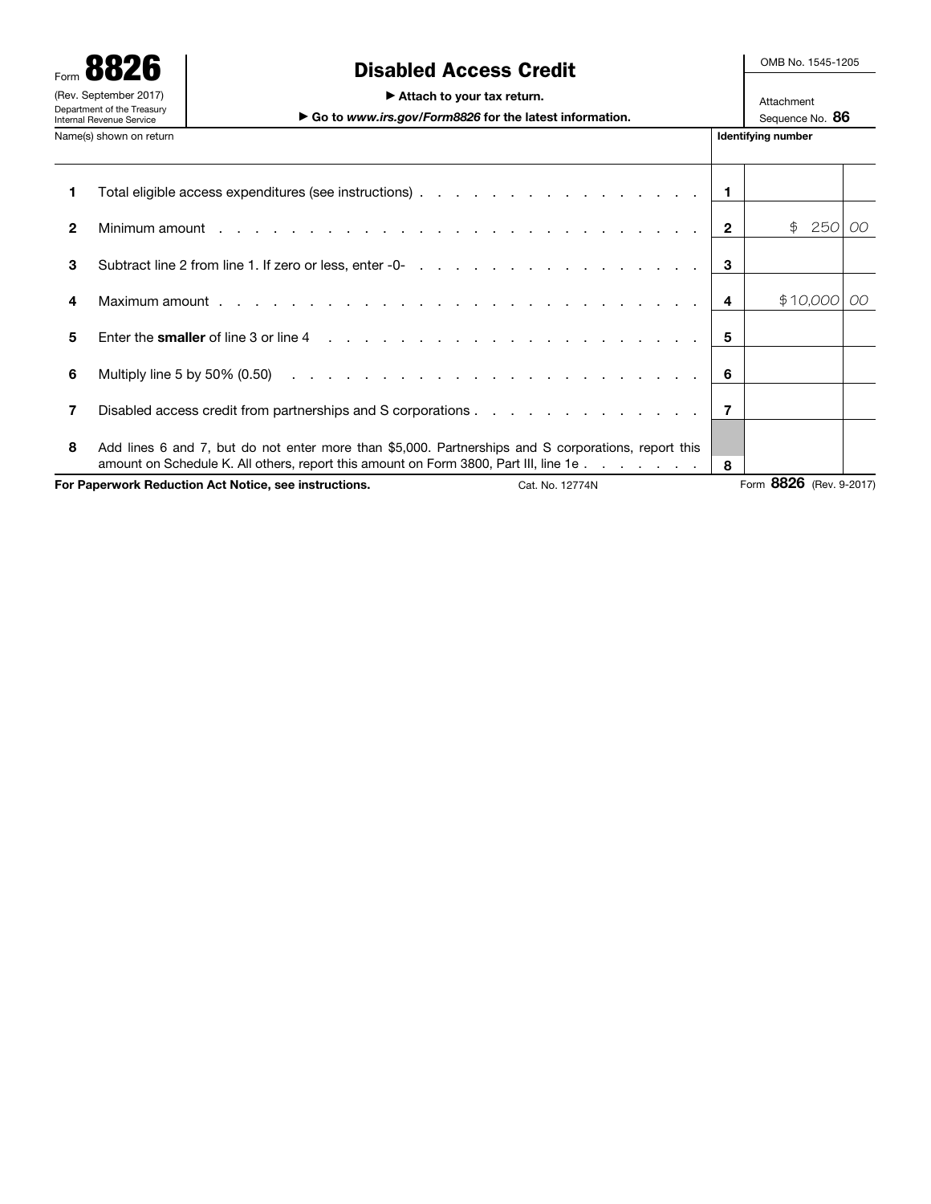Form **8826**

(Rev. September 2017)

Department of the Treasury
Internal Revenue Service

# Disabled Access Credit

► Attach to your tax return.

► Go to *www.irs.gov/Form8826* for the latest information.

OMB No. 1545-1205

Attachment Sequence No. **86**

Name(s) shown on return | **Identifying number**

| | | | | |
|---|---|---|---|---|
| **1** | Total eligible access expenditures (see instructions) | **1** | | |
| **2** | Minimum amount | **2** | $ 250 | 00 |
| **3** | Subtract line 2 from line 1. If zero or less, enter -0- | **3** | | |
| **4** | Maximum amount | **4** | $10,000 | 00 |
| **5** | Enter the **smaller** of line 3 or line 4 | **5** | | |
| **6** | Multiply line 5 by 50% (0.50) | **6** | | |
| **7** | Disabled access credit from partnerships and S corporations | **7** | | |
| **8** | Add lines 6 and 7, but do not enter more than $5,000. Partnerships and S corporations, report this amount on Schedule K. All others, report this amount on Form 3800, Part III, line 1e | **8** | | |

**For Paperwork Reduction Act Notice, see instructions.** Cat. No. 12774N Form **8826** (Rev. 9-2017)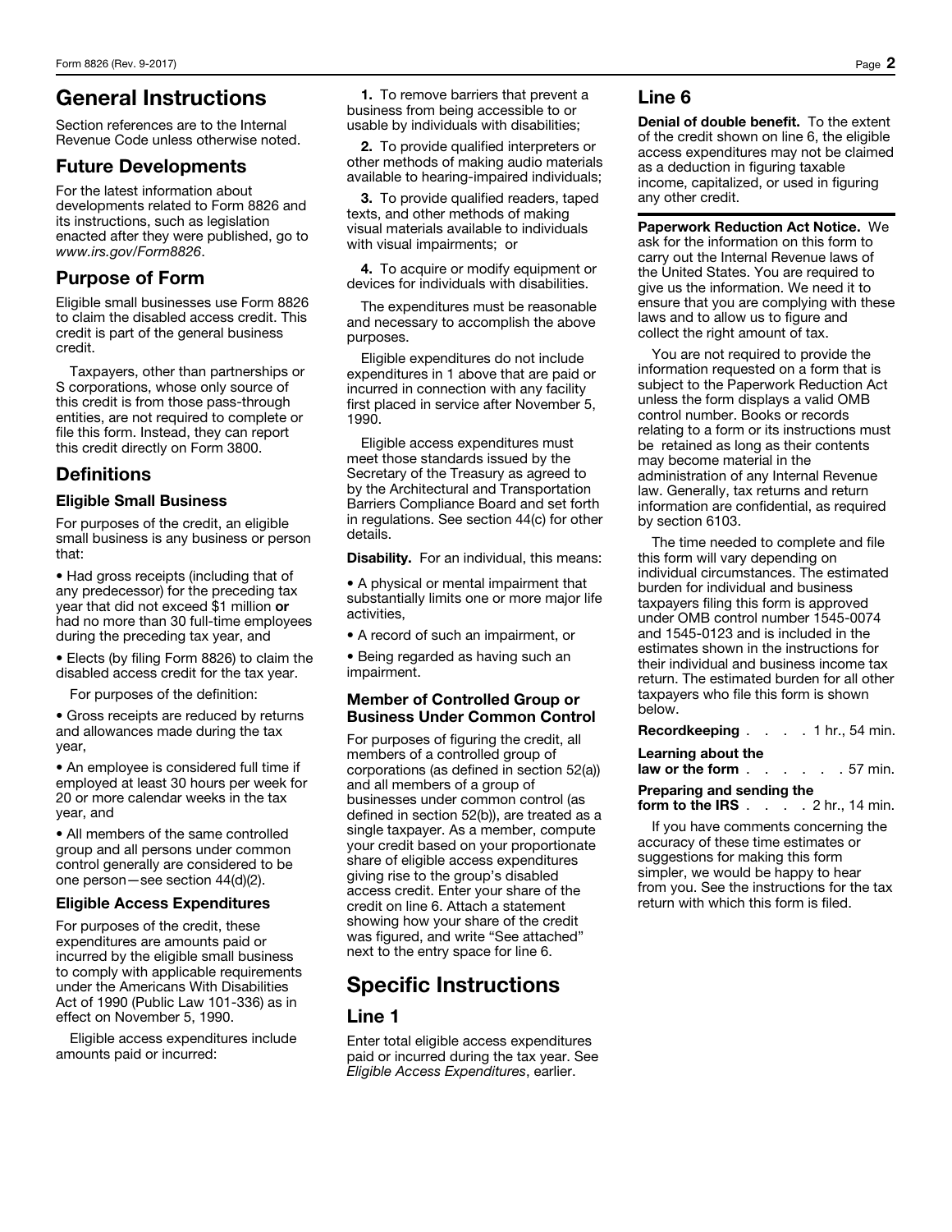# General Instructions

Section references are to the Internal Revenue Code unless otherwise noted.

## Future Developments

For the latest information about developments related to Form 8826 and its instructions, such as legislation enacted after they were published, go to *www.irs.gov/Form8826*.

## Purpose of Form

Eligible small businesses use Form 8826 to claim the disabled access credit. This credit is part of the general business credit.

Taxpayers, other than partnerships or S corporations, whose only source of this credit is from those pass-through entities, are not required to complete or file this form. Instead, they can report this credit directly on Form 3800.

## Definitions

### Eligible Small Business

For purposes of the credit, an eligible small business is any business or person that:

- Had gross receipts (including that of any predecessor) for the preceding tax year that did not exceed $1 million **or** had no more than 30 full-time employees during the preceding tax year, and
- Elects (by filing Form 8826) to claim the disabled access credit for the tax year.

For purposes of the definition:

- Gross receipts are reduced by returns and allowances made during the tax year,
- An employee is considered full time if employed at least 30 hours per week for 20 or more calendar weeks in the tax year, and
- All members of the same controlled group and all persons under common control generally are considered to be one person—see section 44(d)(2).

### Eligible Access Expenditures

For purposes of the credit, these expenditures are amounts paid or incurred by the eligible small business to comply with applicable requirements under the Americans With Disabilities Act of 1990 (Public Law 101-336) as in effect on November 5, 1990.

Eligible access expenditures include amounts paid or incurred:

**1.** To remove barriers that prevent a business from being accessible to or usable by individuals with disabilities;

**2.** To provide qualified interpreters or other methods of making audio materials available to hearing-impaired individuals;

**3.** To provide qualified readers, taped texts, and other methods of making visual materials available to individuals with visual impairments; or

**4.** To acquire or modify equipment or devices for individuals with disabilities.

The expenditures must be reasonable and necessary to accomplish the above purposes.

Eligible expenditures do not include expenditures in 1 above that are paid or incurred in connection with any facility first placed in service after November 5, 1990.

Eligible access expenditures must meet those standards issued by the Secretary of the Treasury as agreed to by the Architectural and Transportation Barriers Compliance Board and set forth in regulations. See section 44(c) for other details.

**Disability.** For an individual, this means:

- A physical or mental impairment that substantially limits one or more major life activities,
- A record of such an impairment, or
- Being regarded as having such an impairment.

### Member of Controlled Group or Business Under Common Control

For purposes of figuring the credit, all members of a controlled group of corporations (as defined in section 52(a)) and all members of a group of businesses under common control (as defined in section 52(b)), are treated as a single taxpayer. As a member, compute your credit based on your proportionate share of eligible access expenditures giving rise to the group's disabled access credit. Enter your share of the credit on line 6. Attach a statement showing how your share of the credit was figured, and write "See attached" next to the entry space for line 6.

# Specific Instructions

## Line 1

Enter total eligible access expenditures paid or incurred during the tax year. See *Eligible Access Expenditures*, earlier.

## Line 6

**Denial of double benefit.** To the extent of the credit shown on line 6, the eligible access expenditures may not be claimed as a deduction in figuring taxable income, capitalized, or used in figuring any other credit.

**Paperwork Reduction Act Notice.** We ask for the information on this form to carry out the Internal Revenue laws of the United States. You are required to give us the information. We need it to ensure that you are complying with these laws and to allow us to figure and collect the right amount of tax.

You are not required to provide the information requested on a form that is subject to the Paperwork Reduction Act unless the form displays a valid OMB control number. Books or records relating to a form or its instructions must be retained as long as their contents may become material in the administration of any Internal Revenue law. Generally, tax returns and return information are confidential, as required by section 6103.

The time needed to complete and file this form will vary depending on individual circumstances. The estimated burden for individual and business taxpayers filing this form is approved under OMB control number 1545-0074 and 1545-0123 and is included in the estimates shown in the instructions for their individual and business income tax return. The estimated burden for all other taxpayers who file this form is shown below.

**Recordkeeping** . . . . 1 hr., 54 min.

**Learning about the law or the form** . . . . . . 57 min.

**Preparing and sending the form to the IRS** . . . . 2 hr., 14 min.

If you have comments concerning the accuracy of these time estimates or suggestions for making this form simpler, we would be happy to hear from you. See the instructions for the tax return with which this form is filed.